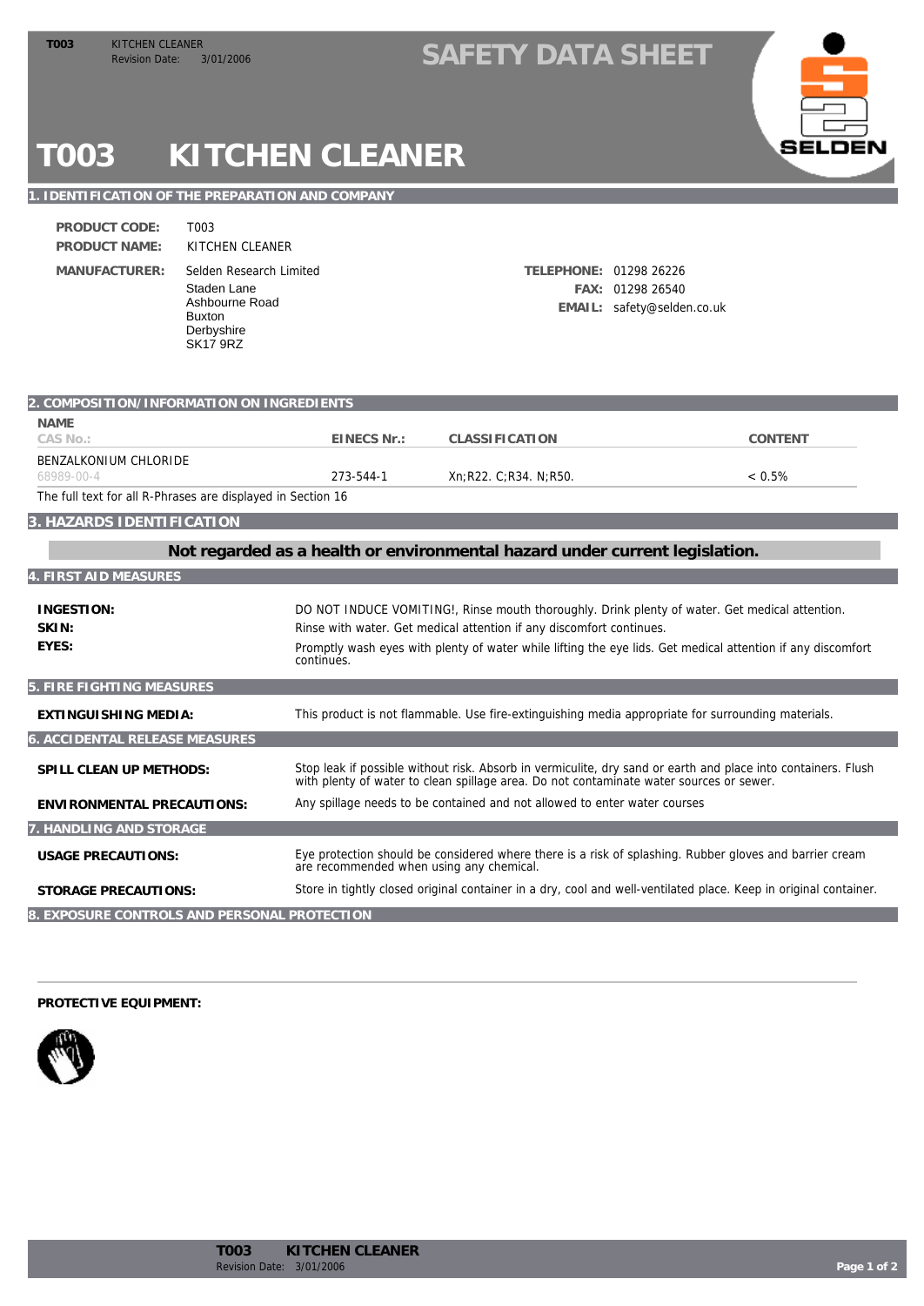# SAFETY DATA SHEET

# T003 KITCHEN CLEANER

## 1. IDENTIFICATION OF THE PREPARATION AND COMPANY

**PRODUCT CODE:** T003

**PRODUCT NAME:** KITCHEN CLEANER

**MANUFACTURER:** Selden Research Limited
Staden Lane
Ashbourne Road
Buxton
Derbyshire
SK17 9RZ

**TELEPHONE:** 01298 26226
**FAX:** 01298 26540
**EMAIL:** safety@selden.co.uk

## 2. COMPOSITION/INFORMATION ON INGREDIENTS

| NAME<br>CAS No.: | EINECS Nr.: | CLASSIFICATION | CONTENT |
|---|---|---|---|
| BENZALKONIUM CHLORIDE<br>68989-00-4 | 273-544-1 | Xn;R22. C;R34. N;R50. | < 0.5% |

The full text for all R-Phrases are displayed in Section 16

## 3. HAZARDS IDENTIFICATION

**Not regarded as a health or environmental hazard under current legislation.**

## 4. FIRST AID MEASURES

**INGESTION:** DO NOT INDUCE VOMITING!, Rinse mouth thoroughly. Drink plenty of water. Get medical attention.

**SKIN:** Rinse with water. Get medical attention if any discomfort continues.

**EYES:** Promptly wash eyes with plenty of water while lifting the eye lids. Get medical attention if any discomfort continues.

## 5. FIRE FIGHTING MEASURES

**EXTINGUISHING MEDIA:** This product is not flammable. Use fire-extinguishing media appropriate for surrounding materials.

## 6. ACCIDENTAL RELEASE MEASURES

**SPILL CLEAN UP METHODS:** Stop leak if possible without risk. Absorb in vermiculite, dry sand or earth and place into containers. Flush with plenty of water to clean spillage area. Do not contaminate water sources or sewer.

**ENVIRONMENTAL PRECAUTIONS:** Any spillage needs to be contained and not allowed to enter water courses

## 7. HANDLING AND STORAGE

**USAGE PRECAUTIONS:** Eye protection should be considered where there is a risk of splashing. Rubber gloves and barrier cream are recommended when using any chemical.

**STORAGE PRECAUTIONS:** Store in tightly closed original container in a dry, cool and well-ventilated place. Keep in original container.

## 8. EXPOSURE CONTROLS AND PERSONAL PROTECTION

**PROTECTIVE EQUIPMENT:**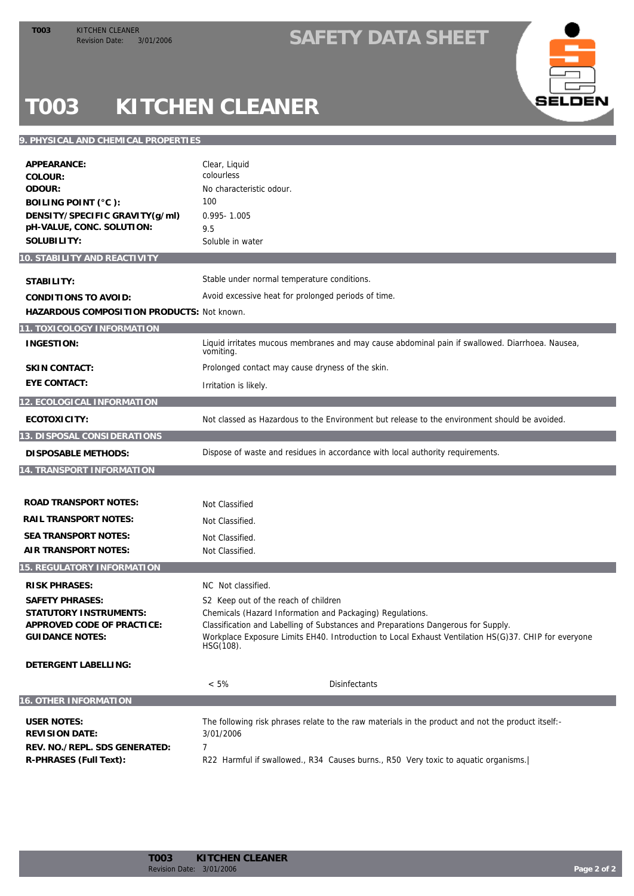# T003 KITCHEN CLEANER

## 9. PHYSICAL AND CHEMICAL PROPERTIES

| | |
|---|---|
| **APPEARANCE:** | Clear, Liquid |
| **COLOUR:** | colourless |
| **ODOUR:** | No characteristic odour. |
| **BOILING POINT (°C ):** | 100 |
| **DENSITY/SPECIFIC GRAVITY(g/ml)** | 0.995- 1.005 |
| **pH-VALUE, CONC. SOLUTION:** | 9.5 |
| **SOLUBILITY:** | Soluble in water |

## 10. STABILITY AND REACTIVITY

| | |
|---|---|
| **STABILITY:** | Stable under normal temperature conditions. |
| **CONDITIONS TO AVOID:** | Avoid excessive heat for prolonged periods of time. |
| **HAZARDOUS COMPOSITION PRODUCTS:** | Not known. |

## 11. TOXICOLOGY INFORMATION

| | |
|---|---|
| **INGESTION:** | Liquid irritates mucous membranes and may cause abdominal pain if swallowed. Diarrhoea. Nausea, vomiting. |
| **SKIN CONTACT:** | Prolonged contact may cause dryness of the skin. |
| **EYE CONTACT:** | Irritation is likely. |

## 12. ECOLOGICAL INFORMATION

| | |
|---|---|
| **ECOTOXICITY:** | Not classed as Hazardous to the Environment but release to the environment should be avoided. |

## 13. DISPOSAL CONSIDERATIONS

| | |
|---|---|
| **DISPOSABLE METHODS:** | Dispose of waste and residues in accordance with local authority requirements. |

## 14. TRANSPORT INFORMATION

| | |
|---|---|
| **ROAD TRANSPORT NOTES:** | Not Classified |
| **RAIL TRANSPORT NOTES:** | Not Classified. |
| **SEA TRANSPORT NOTES:** | Not Classified. |
| **AIR TRANSPORT NOTES:** | Not Classified. |

## 15. REGULATORY INFORMATION

| | |
|---|---|
| **RISK PHRASES:** | NC Not classified. |
| **SAFETY PHRASES:** | S2 Keep out of the reach of children |
| **STATUTORY INSTRUMENTS:** | Chemicals (Hazard Information and Packaging) Regulations. |
| **APPROVED CODE OF PRACTICE:** | Classification and Labelling of Substances and Preparations Dangerous for Supply. |
| **GUIDANCE NOTES:** | Workplace Exposure Limits EH40. Introduction to Local Exhaust Ventilation HS(G)37. CHIP for everyone HSG(108). |
| **DETERGENT LABELLING:** | |

| | |
|---|---|
| < 5% | Disinfectants |

## 16. OTHER INFORMATION

| | |
|---|---|
| **USER NOTES:** | The following risk phrases relate to the raw materials in the product and not the product itself:- |
| **REVISION DATE:** | 3/01/2006 |
| **REV. NO./REPL. SDS GENERATED:** | 7 |
| **R-PHRASES (Full Text):** | R22 Harmful if swallowed., R34 Causes burns., R50 Very toxic to aquatic organisms.\| |